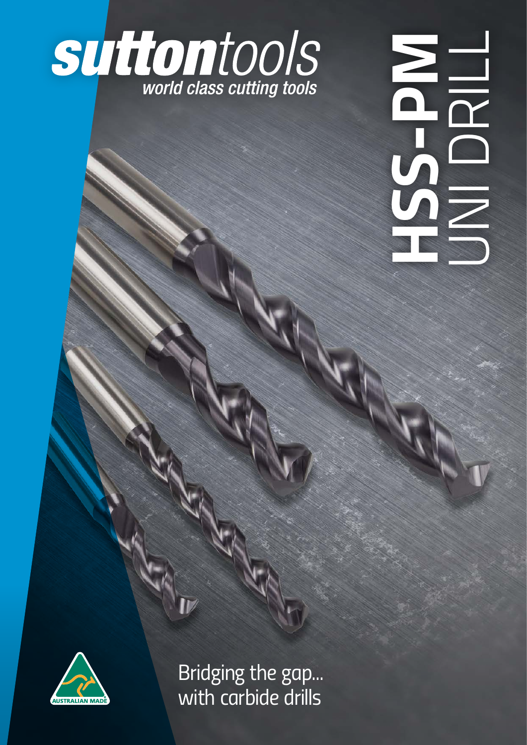**suttontools**
*world class cutting tools*

# HSS-PM UNI DRILL

Bridging the gap... with carbide drills

AUSTRALIAN MADE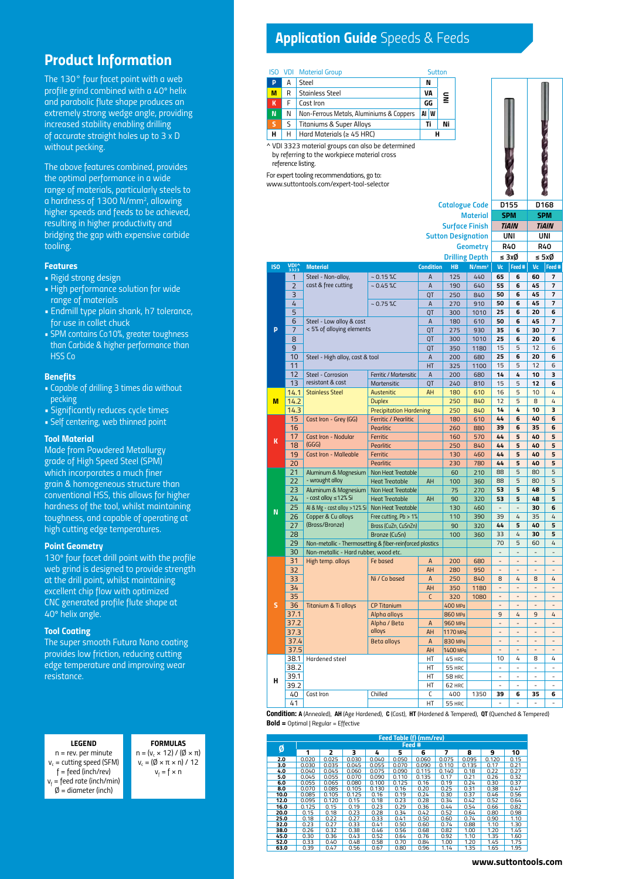# Product Information

The 130° four facet point with a web profile grind combined with a 40° helix and parabolic flute shape produces an extremely strong wedge angle, providing increased stability enabling drilling of accurate straight holes up to 3 x D without pecking.

The above features combined, provides the optimal performance in a wide range of materials, particularly steels to a hardness of 1300 N/mm², allowing higher speeds and feeds to be achieved, resulting in higher productivity and bridging the gap with expensive carbide tooling.

### Features

- Rigid strong design
- High performance solution for wide range of materials
- Endmill type plain shank, h7 tolerance, for use in collet chuck
- SPM contains Co10%, greater toughness than Carbide & higher performance than HSS Co

### Benefits

- Capable of drilling 3 times dia without pecking
- Significantly reduces cycle times
- Self centering, web thinned point

### Tool Material

Made from Powdered Metallurgy grade of High Speed Steel (SPM) which incorporates a much finer grain & homogeneous structure than conventional HSS, this allows for higher hardness of the tool, whilst maintaining toughness, and capable of operating at high cutting edge temperatures.

### Point Geometry

130° four facet drill point with the profile web grind is designed to provide strength at the drill point, whilst maintaining excellent chip flow with optimized CNC generated profile flute shape at 40° helix angle.

### Tool Coating

The super smooth Futura Nano coating provides low friction, reducing cutting edge temperature and improving wear resistance.

| LEGEND |
|---|
| n = rev. per minute |
| $v_c$ = cutting speed (SFM) |
| f = feed (inch/rev) |
| $v_f$ = feed rate (inch/min) |
| Ø = diameter (inch) |

| FORMULAS |
|---|
| $n = (v_c \times 12) / (Ø \times \pi)$ |
| $v_c = (Ø \times \pi \times n) / 12$ |
| $v_f = f \times n$ |

# Application Guide Speeds & Feeds

| ISO | VDI | Material Group | Sutton | |
|---|---|---|---|---|
| P | A | Steel | N | UNI |
| M | R | Stainless Steel | VA | UNI |
| K | F | Cast Iron | GG | UNI |
| N | N | Non-Ferrous Metals, Aluminiums & Coppers | Al / W | UNI |
| S | S | Titaniums & Super Alloys | Ti | Ni |
| H | H | Hard Materials (≥ 45 HRC) | H | |

^ VDI 3323 material groups can also be determined by referring to the workpiece material cross reference listing.

For expert tooling recommendations, go to: www.suttontools.com/expert-tool-selector

| | D155 | D168 |
|---|---|---|
| Catalogue Code | D155 | D168 |
| Material | SPM | SPM |
| Surface Finish | TiAlN | TiAlN |
| Sutton Designation | UNI | UNI |
| Geometry | R40 | R40 |
| Drilling Depth | ≤ 3xØ | ≤ 5xØ |

| ISO | VDI^ 3323 | Material | | Condition | HB | N/mm² | D155 Vc | D155 Feed # | D168 Vc | D168 Feed # |
|---|---|---|---|---|---|---|---|---|---|---|
| P | 1 | Steel - Non-alloy, cast & free cutting | ~ 0.15 %C | A | 125 | 440 | **65** | **6** | **60** | **7** |
| | 2 | | ~ 0.45 %C | A | 190 | 640 | **55** | **6** | **45** | **7** |
| | 3 | | | QT | 250 | 840 | **50** | **6** | **45** | **7** |
| | 4 | | ~ 0.75 %C | A | 270 | 910 | **50** | **6** | **45** | **7** |
| | 5 | | | QT | 300 | 1010 | **25** | **6** | **20** | **6** |
| | 6 | Steel - Low alloy & cast < 5% of alloying elements | | A | 180 | 610 | **50** | **6** | **45** | **7** |
| | 7 | | | QT | 275 | 930 | **35** | **6** | **30** | **7** |
| | 8 | | | QT | 300 | 1010 | **25** | **6** | **20** | **6** |
| | 9 | | | QT | 350 | 1180 | 15 | 5 | 12 | 6 |
| | 10 | Steel - High alloy, cast & tool | | A | 200 | 680 | **25** | **6** | **20** | **6** |
| | 11 | | | HT | 325 | 1100 | 15 | 5 | 12 | 6 |
| | 12 | Steel - Corrosion resistant & cast | Ferritic / Martensitic | A | 200 | 680 | **14** | **4** | **10** | **3** |
| | 13 | | Martensitic | QT | 240 | 810 | 15 | 5 | **12** | **6** |
| M | 14.1 | Stainless Steel | Austenitic | AH | 180 | 610 | 16 | 5 | 10 | 4 |
| | 14.2 | | Duplex | | 250 | 840 | 12 | 5 | 8 | 4 |
| | 14.3 | | Precipitation Hardening | | 250 | 840 | **14** | **4** | **10** | **3** |
| K | 15 | Cast Iron - Grey (GG) | Ferritic / Pearlitic | | 180 | 610 | **44** | **6** | **40** | **6** |
| | 16 | | Pearlitic | | 260 | 880 | **39** | **6** | **35** | **6** |
| | 17 | Cast Iron - Nodular (GGG) | Ferritic | | 160 | 570 | **44** | **5** | **40** | **5** |
| | 18 | | Pearlitic | | 250 | 840 | **44** | **5** | **40** | **5** |
| | 19 | Cast Iron - Malleable | Ferritic | | 130 | 460 | **44** | **5** | **40** | **5** |
| | 20 | | Pearlitic | | 230 | 780 | **44** | **5** | **40** | **5** |
| N | 21 | Aluminum & Magnesium - wrought alloy | Non Heat Treatable | | 60 | 210 | 88 | 5 | 80 | 5 |
| | 22 | | Heat Treatable | AH | 100 | 360 | 88 | 5 | 80 | 5 |
| | 23 | Aluminum & Magnesium - cast alloy ≤12% Si | Non Heat Treatable | | 75 | 270 | **53** | **5** | **48** | **5** |
| | 24 | | Heat Treatable | AH | 90 | 320 | **53** | **5** | **48** | **5** |
| | 25 | Al & Mg - cast alloy >12% Si | Non Heat Treatable | | 130 | 460 | - | - | **30** | **6** |
| | 26 | Copper & Cu alloys (Brass/Bronze) | Free cutting, Pb > 1% | | 110 | 390 | 39 | 4 | 35 | 4 |
| | 27 | | Brass (CuZn, CuSnZn) | | 90 | 320 | **44** | **5** | **40** | **5** |
| | 28 | | Bronze (CuSn) | | 100 | 360 | 33 | 4 | **30** | **5** |
| | 29 | Non-metallic - Thermosetting & fiber-reinforced plastics | | | | | 70 | 5 | 60 | 4 |
| | 30 | Non-metallic - Hard rubber, wood etc. | | | | | - | - | - | - |
| S | 31 | High temp. alloys | Fe based | A | 200 | 680 | - | - | - | - |
| | 32 | | | AH | 280 | 950 | - | - | - | - |
| | 33 | | Ni / Co based | A | 250 | 840 | 8 | 4 | 8 | 4 |
| | 34 | | | AH | 350 | 1180 | - | - | - | - |
| | 35 | | | C | 320 | 1080 | - | - | - | - |
| | 36 | Titanium & Ti alloys | CP Titanium | | 400 MPa | | - | - | - | - |
| | 37.1 | | Alpha alloys | | 860 MPa | | 9 | 4 | 9 | 4 |
| | 37.2 | | Alpha / Beta alloys | A | 960 MPa | | - | - | - | - |
| | 37.3 | | | AH | 1170 MPa | | - | - | - | - |
| | 37.4 | | Beta alloys | A | 830 MPa | | - | - | - | - |
| | 37.5 | | | AH | 1400 MPa | | - | - | - | - |
| H | 38.1 | Hardened steel | | HT | 45 HRC | | 10 | 4 | 8 | 4 |
| | 38.2 | | | HT | 55 HRC | | - | - | - | - |
| | 39.1 | | | HT | 58 HRC | | - | - | - | - |
| | 39.2 | | | HT | 62 HRC | | - | - | - | - |
| | 40 | Cast Iron | Chilled | C | 400 | 1350 | **39** | **6** | **35** | **6** |
| | 41 | | | HT | 55 HRC | | - | - | - | - |

**Condition: A** (Annealed), **AH** (Age Hardened), **C** (Cast), **HT** (Hardened & Tempered), **QT** (Quenched & Tempered)

**Bold =** Optimal | Regular = Effective

**Feed Table (f) (mm/rev)**

| Ø | Feed # 1 | 2 | 3 | 4 | 5 | 6 | 7 | 8 | 9 | 10 |
|---|---|---|---|---|---|---|---|---|---|---|
| **2.0** | 0.020 | 0.025 | 0.030 | 0.040 | 0.050 | 0.060 | 0.075 | 0.095 | 0.120 | 0.15 |
| **3.0** | 0.030 | 0.035 | 0.045 | 0.055 | 0.070 | 0.090 | 0.110 | 0.135 | 0.17 | 0.21 |
| **4.0** | 0.040 | 0.045 | 0.060 | 0.075 | 0.090 | 0.115 | 0.140 | 0.18 | 0.22 | 0.27 |
| **5.0** | 0.045 | 0.055 | 0.070 | 0.090 | 0.110 | 0.135 | 0.17 | 0.21 | 0.26 | 0.32 |
| **6.0** | 0.055 | 0.065 | 0.080 | 0.100 | 0.125 | 0.16 | 0.19 | 0.24 | 0.30 | 0.37 |
| **8.0** | 0.070 | 0.085 | 0.105 | 0.130 | 0.16 | 0.20 | 0.25 | 0.31 | 0.38 | 0.47 |
| **10.0** | 0.085 | 0.105 | 0.125 | 0.16 | 0.19 | 0.24 | 0.30 | 0.37 | 0.46 | 0.56 |
| **12.0** | 0.095 | 0.120 | 0.15 | 0.18 | 0.23 | 0.28 | 0.34 | 0.42 | 0.52 | 0.64 |
| **16.0** | 0.125 | 0.15 | 0.19 | 0.23 | 0.29 | 0.36 | 0.44 | 0.54 | 0.66 | 0.82 |
| **20.0** | 0.15 | 0.18 | 0.23 | 0.28 | 0.34 | 0.42 | 0.52 | 0.64 | 0.80 | 0.98 |
| **25.0** | 0.18 | 0.22 | 0.27 | 0.33 | 0.41 | 0.50 | 0.60 | 0.74 | 0.90 | 1.10 |
| **32.0** | 0.23 | 0.27 | 0.33 | 0.41 | 0.50 | 0.60 | 0.74 | 0.88 | 1.10 | 1.30 |
| **38.0** | 0.26 | 0.32 | 0.38 | 0.46 | 0.56 | 0.68 | 0.82 | 1.00 | 1.20 | 1.45 |
| **45.0** | 0.30 | 0.36 | 0.43 | 0.52 | 0.64 | 0.76 | 0.92 | 1.10 | 1.35 | 1.60 |
| **52.0** | 0.33 | 0.40 | 0.48 | 0.58 | 0.70 | 0.84 | 1.00 | 1.20 | 1.45 | 1.75 |
| **63.0** | 0.39 | 0.47 | 0.56 | 0.67 | 0.80 | 0.96 | 1.14 | 1.35 | 1.65 | 1.95 |

www.suttontools.com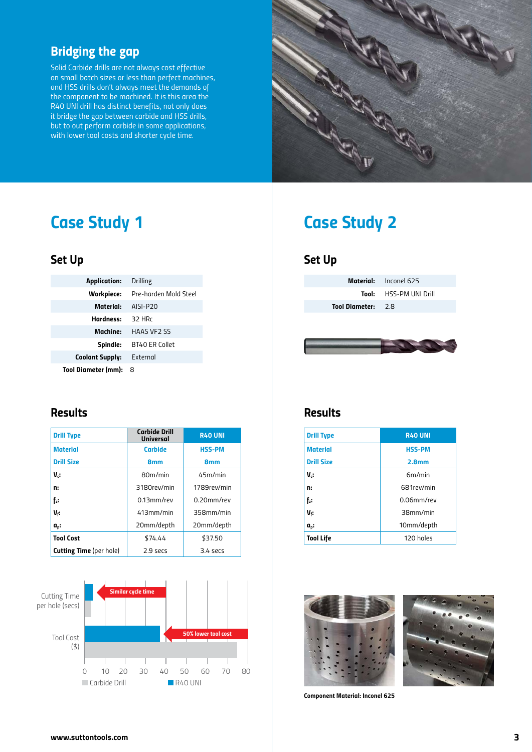## Bridging the gap

Solid Carbide drills are not always cost effective on small batch sizes or less than perfect machines, and HSS drills don't always meet the demands of the component to be machined. It is this area the R40 UNI drill has distinct benefits, not only does it bridge the gap between carbide and HSS drills, but to out perform carbide in some applications, with lower tool costs and shorter cycle time.

# Case Study 1

## Set Up

| | |
|---|---|
| **Application:** | Drilling |
| **Workpiece:** | Pre-harden Mold Steel |
| **Material:** | AISI-P20 |
| **Hardness:** | 32 HRc |
| **Machine:** | HAAS VF2 SS |
| **Spindle:** | BT40 ER Collet |
| **Coolant Supply:** | External |
| **Tool Diameter (mm):** | 8 |

## Results

| Drill Type | Carbide Drill Universal | R40 UNI |
|---|---|---|
| Material | Carbide | HSS-PM |
| Drill Size | 8mm | 8mm |
| $V_c$: | 80m/min | 45m/min |
| n: | 3180rev/min | 1789rev/min |
| $f_z$: | 0.13mm/rev | 0.20mm/rev |
| $V_f$: | 413mm/min | 358mm/min |
| $a_p$: | 20mm/depth | 20mm/depth |
| **Tool Cost** | $74.44 | $37.50 |
| **Cutting Time** (per hole) | 2.9 secs | 3.4 secs |

Cutting Time per hole (secs) — Similar cycle time

Tool Cost ($) — 50% lower tool cost

0 10 20 30 40 50 60 70 80

Carbide Drill / R40 UNI

# Case Study 2

## Set Up

| | |
|---|---|
| **Material:** | Inconel 625 |
| **Tool:** | HSS-PM UNI Drill |
| **Tool Diameter:** | 2.8 |

## Results

| Drill Type | R40 UNI |
|---|---|
| Material | HSS-PM |
| Drill Size | 2.8mm |
| $V_c$: | 6m/min |
| n: | 681rev/min |
| $f_z$: | 0.06mm/rev |
| $V_f$: | 38mm/min |
| $a_p$: | 10mm/depth |
| **Tool Life** | 120 holes |

**Component Material: Inconel 625**

**www.suttontools.com**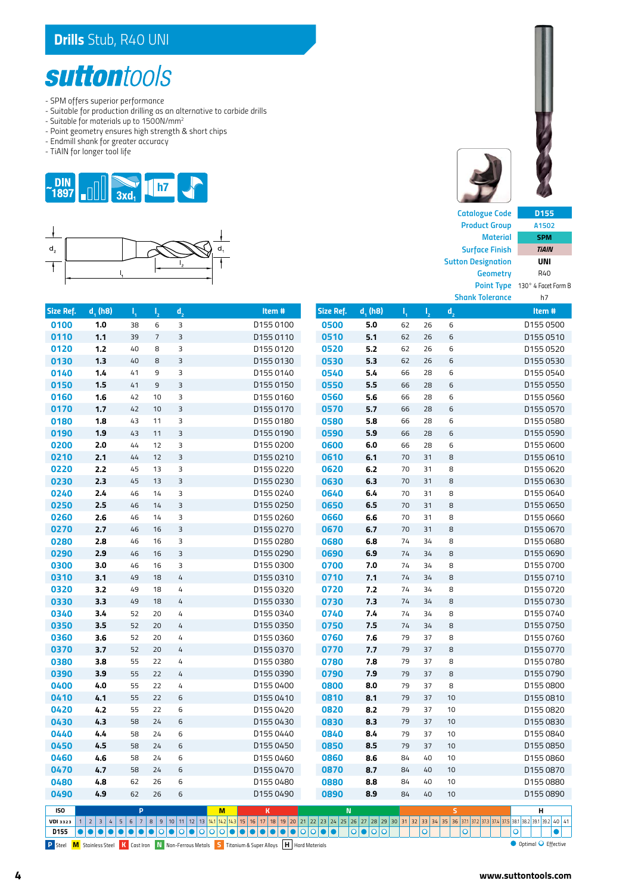# Drills Stub, R40 UNI

**sutton**tools

- SPM offers superior performance
- Suitable for production drilling as an alternative to carbide drills
- Suitable for materials up to 1500N/mm²
- Point geometry ensures high strength & short chips
- Endmill shank for greater accuracy
- TiAlN for longer tool life

DIN 1897 | 3xd₁ | h7

| | |
|---|---|
| Catalogue Code | D155 |
| Product Group | A1502 |
| Material | SPM |
| Surface Finish | TiAlN |
| Sutton Designation | UNI |
| Geometry | R40 |
| Point Type | 130° 4 Facet Form B |
| Shank Tolerance | h7 |

| Size Ref. | $d_1$ (h8) | $l_1$ | $l_2$ | $d_2$ | Item # |
|---|---|---|---|---|---|
| 0100 | 1.0 | 38 | 6 | 3 | D155 0100 |
| 0110 | 1.1 | 39 | 7 | 3 | D155 0110 |
| 0120 | 1.2 | 40 | 8 | 3 | D155 0120 |
| 0130 | 1.3 | 40 | 8 | 3 | D155 0130 |
| 0140 | 1.4 | 41 | 9 | 3 | D155 0140 |
| 0150 | 1.5 | 41 | 9 | 3 | D155 0150 |
| 0160 | 1.6 | 42 | 10 | 3 | D155 0160 |
| 0170 | 1.7 | 42 | 10 | 3 | D155 0170 |
| 0180 | 1.8 | 43 | 11 | 3 | D155 0180 |
| 0190 | 1.9 | 43 | 11 | 3 | D155 0190 |
| 0200 | 2.0 | 44 | 12 | 3 | D155 0200 |
| 0210 | 2.1 | 44 | 12 | 3 | D155 0210 |
| 0220 | 2.2 | 45 | 13 | 3 | D155 0220 |
| 0230 | 2.3 | 45 | 13 | 3 | D155 0230 |
| 0240 | 2.4 | 46 | 14 | 3 | D155 0240 |
| 0250 | 2.5 | 46 | 14 | 3 | D155 0250 |
| 0260 | 2.6 | 46 | 14 | 3 | D155 0260 |
| 0270 | 2.7 | 46 | 16 | 3 | D155 0270 |
| 0280 | 2.8 | 46 | 16 | 3 | D155 0280 |
| 0290 | 2.9 | 46 | 16 | 3 | D155 0290 |
| 0300 | 3.0 | 46 | 16 | 3 | D155 0300 |
| 0310 | 3.1 | 49 | 18 | 4 | D155 0310 |
| 0320 | 3.2 | 49 | 18 | 4 | D155 0320 |
| 0330 | 3.3 | 49 | 18 | 4 | D155 0330 |
| 0340 | 3.4 | 52 | 20 | 4 | D155 0340 |
| 0350 | 3.5 | 52 | 20 | 4 | D155 0350 |
| 0360 | 3.6 | 52 | 20 | 4 | D155 0360 |
| 0370 | 3.7 | 52 | 20 | 4 | D155 0370 |
| 0380 | 3.8 | 55 | 22 | 4 | D155 0380 |
| 0390 | 3.9 | 55 | 22 | 4 | D155 0390 |
| 0400 | 4.0 | 55 | 22 | 4 | D155 0400 |
| 0410 | 4.1 | 55 | 22 | 6 | D155 0410 |
| 0420 | 4.2 | 55 | 22 | 6 | D155 0420 |
| 0430 | 4.3 | 58 | 24 | 6 | D155 0430 |
| 0440 | 4.4 | 58 | 24 | 6 | D155 0440 |
| 0450 | 4.5 | 58 | 24 | 6 | D155 0450 |
| 0460 | 4.6 | 58 | 24 | 6 | D155 0460 |
| 0470 | 4.7 | 58 | 24 | 6 | D155 0470 |
| 0480 | 4.8 | 62 | 26 | 6 | D155 0480 |
| 0490 | 4.9 | 62 | 26 | 6 | D155 0490 |
| 0500 | 5.0 | 62 | 26 | 6 | D155 0500 |
| 0510 | 5.1 | 62 | 26 | 6 | D155 0510 |
| 0520 | 5.2 | 62 | 26 | 6 | D155 0520 |
| 0530 | 5.3 | 62 | 26 | 6 | D155 0530 |
| 0540 | 5.4 | 66 | 28 | 6 | D155 0540 |
| 0550 | 5.5 | 66 | 28 | 6 | D155 0550 |
| 0560 | 5.6 | 66 | 28 | 6 | D155 0560 |
| 0570 | 5.7 | 66 | 28 | 6 | D155 0570 |
| 0580 | 5.8 | 66 | 28 | 6 | D155 0580 |
| 0590 | 5.9 | 66 | 28 | 6 | D155 0590 |
| 0600 | 6.0 | 66 | 28 | 6 | D155 0600 |
| 0610 | 6.1 | 70 | 31 | 8 | D155 0610 |
| 0620 | 6.2 | 70 | 31 | 8 | D155 0620 |
| 0630 | 6.3 | 70 | 31 | 8 | D155 0630 |
| 0640 | 6.4 | 70 | 31 | 8 | D155 0640 |
| 0650 | 6.5 | 70 | 31 | 8 | D155 0650 |
| 0660 | 6.6 | 70 | 31 | 8 | D155 0660 |
| 0670 | 6.7 | 70 | 31 | 8 | D155 0670 |
| 0680 | 6.8 | 74 | 34 | 8 | D155 0680 |
| 0690 | 6.9 | 74 | 34 | 8 | D155 0690 |
| 0700 | 7.0 | 74 | 34 | 8 | D155 0700 |
| 0710 | 7.1 | 74 | 34 | 8 | D155 0710 |
| 0720 | 7.2 | 74 | 34 | 8 | D155 0720 |
| 0730 | 7.3 | 74 | 34 | 8 | D155 0730 |
| 0740 | 7.4 | 74 | 34 | 8 | D155 0740 |
| 0750 | 7.5 | 74 | 34 | 8 | D155 0750 |
| 0760 | 7.6 | 79 | 37 | 8 | D155 0760 |
| 0770 | 7.7 | 79 | 37 | 8 | D155 0770 |
| 0780 | 7.8 | 79 | 37 | 8 | D155 0780 |
| 0790 | 7.9 | 79 | 37 | 8 | D155 0790 |
| 0800 | 8.0 | 79 | 37 | 8 | D155 0800 |
| 0810 | 8.1 | 79 | 37 | 10 | D155 0810 |
| 0820 | 8.2 | 79 | 37 | 10 | D155 0820 |
| 0830 | 8.3 | 79 | 37 | 10 | D155 0830 |
| 0840 | 8.4 | 79 | 37 | 10 | D155 0840 |
| 0850 | 8.5 | 79 | 37 | 10 | D155 0850 |
| 0860 | 8.6 | 84 | 40 | 10 | D155 0860 |
| 0870 | 8.7 | 84 | 40 | 10 | D155 0870 |
| 0880 | 8.8 | 84 | 40 | 10 | D155 0880 |
| 0890 | 8.9 | 84 | 40 | 10 | D155 0890 |

| ISO | P | | | | | | | | | | | | | M | | | K | | | | | | N | | | | | | | | | | S | | | | | | | | | | | H | | | | | |
|---|---|---|---|---|---|---|---|---|---|---|---|---|---|---|---|---|---|---|---|---|---|---|---|---|---|---|---|---|---|---|---|---|---|---|---|---|---|---|---|---|---|---|---|---|---|---|---|---|---|
| VDI 3323 | 1 | 2 | 3 | 4 | 5 | 6 | 7 | 8 | 9 | 10 | 11 | 12 | 13 | 14.1 | 14.2 | 14.3 | 15 | 16 | 17 | 18 | 19 | 20 | 21 | 22 | 23 | 24 | 25 | 26 | 27 | 28 | 29 | 30 | 31 | 32 | 33 | 34 | 35 | 36 | 37.1 | 37.2 | 37.3 | 37.4 | 37.5 | 38.1 | 38.2 | 39.1 | 39.2 | 40 | 41 |
| D155 | ● | ● | ● | ● | ● | ● | ● | ● | ○ | ● | ○ | ● | ○ | ○ | ○ | ○ | ● | ● | ● | ● | ● | ● | ○ | ○ | ● | ● | | ○ | ● | ○ | ○ | | | | ○ | | | | ○ | | | | | ○ | | | | ● | |

P Steel | M Stainless Steel | K Cast Iron | N Non-Ferrous Metals | S Titanium & Super Alloys | H Hard Materials

● Optimal ○ Effective

www.suttontools.com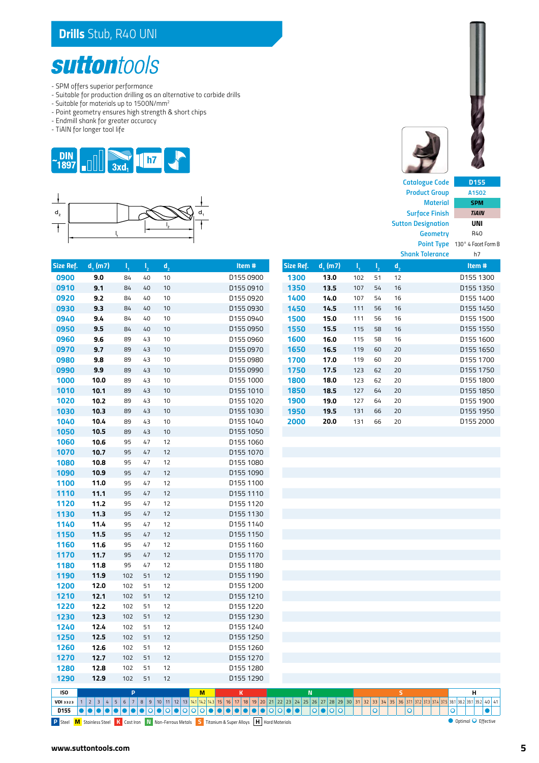# Drills Stub, R40 UNI

**suttontools**

- SPM offers superior performance
- Suitable for production drilling as an alternative to carbide drills
- Suitable for materials up to 1500N/mm²
- Point geometry ensures high strength & short chips
- Endmill shank for greater accuracy
- TiAlN for longer tool life

DIN 1897 | 3xd₁ | h7

| | |
|---|---|
| Catalogue Code | D155 |
| Product Group | A1502 |
| Material | SPM |
| Surface Finish | TiAlN |
| Sutton Designation | UNI |
| Geometry | R40 |
| Point Type | 130° 4 Facet Form B |
| Shank Tolerance | h7 |

| Size Ref. | $d_1$ (m7) | $l_1$ | $l_2$ | $d_2$ | Item # |
|---|---|---|---|---|---|
| 0900 | 9.0 | 84 | 40 | 10 | D155 0900 |
| 0910 | 9.1 | 84 | 40 | 10 | D155 0910 |
| 0920 | 9.2 | 84 | 40 | 10 | D155 0920 |
| 0930 | 9.3 | 84 | 40 | 10 | D155 0930 |
| 0940 | 9.4 | 84 | 40 | 10 | D155 0940 |
| 0950 | 9.5 | 84 | 40 | 10 | D155 0950 |
| 0960 | 9.6 | 89 | 43 | 10 | D155 0960 |
| 0970 | 9.7 | 89 | 43 | 10 | D155 0970 |
| 0980 | 9.8 | 89 | 43 | 10 | D155 0980 |
| 0990 | 9.9 | 89 | 43 | 10 | D155 0990 |
| 1000 | 10.0 | 89 | 43 | 10 | D155 1000 |
| 1010 | 10.1 | 89 | 43 | 10 | D155 1010 |
| 1020 | 10.2 | 89 | 43 | 10 | D155 1020 |
| 1030 | 10.3 | 89 | 43 | 10 | D155 1030 |
| 1040 | 10.4 | 89 | 43 | 10 | D155 1040 |
| 1050 | 10.5 | 89 | 43 | 10 | D155 1050 |
| 1060 | 10.6 | 95 | 47 | 12 | D155 1060 |
| 1070 | 10.7 | 95 | 47 | 12 | D155 1070 |
| 1080 | 10.8 | 95 | 47 | 12 | D155 1080 |
| 1090 | 10.9 | 95 | 47 | 12 | D155 1090 |
| 1100 | 11.0 | 95 | 47 | 12 | D155 1100 |
| 1110 | 11.1 | 95 | 47 | 12 | D155 1110 |
| 1120 | 11.2 | 95 | 47 | 12 | D155 1120 |
| 1130 | 11.3 | 95 | 47 | 12 | D155 1130 |
| 1140 | 11.4 | 95 | 47 | 12 | D155 1140 |
| 1150 | 11.5 | 95 | 47 | 12 | D155 1150 |
| 1160 | 11.6 | 95 | 47 | 12 | D155 1160 |
| 1170 | 11.7 | 95 | 47 | 12 | D155 1170 |
| 1180 | 11.8 | 95 | 47 | 12 | D155 1180 |
| 1190 | 11.9 | 102 | 51 | 12 | D155 1190 |
| 1200 | 12.0 | 102 | 51 | 12 | D155 1200 |
| 1210 | 12.1 | 102 | 51 | 12 | D155 1210 |
| 1220 | 12.2 | 102 | 51 | 12 | D155 1220 |
| 1230 | 12.3 | 102 | 51 | 12 | D155 1230 |
| 1240 | 12.4 | 102 | 51 | 12 | D155 1240 |
| 1250 | 12.5 | 102 | 51 | 12 | D155 1250 |
| 1260 | 12.6 | 102 | 51 | 12 | D155 1260 |
| 1270 | 12.7 | 102 | 51 | 12 | D155 1270 |
| 1280 | 12.8 | 102 | 51 | 12 | D155 1280 |
| 1290 | 12.9 | 102 | 51 | 12 | D155 1290 |
| 1300 | 13.0 | 102 | 51 | 12 | D155 1300 |
| 1350 | 13.5 | 107 | 54 | 16 | D155 1350 |
| 1400 | 14.0 | 107 | 54 | 16 | D155 1400 |
| 1450 | 14.5 | 111 | 56 | 16 | D155 1450 |
| 1500 | 15.0 | 111 | 56 | 16 | D155 1500 |
| 1550 | 15.5 | 115 | 58 | 16 | D155 1550 |
| 1600 | 16.0 | 115 | 58 | 16 | D155 1600 |
| 1650 | 16.5 | 119 | 60 | 20 | D155 1650 |
| 1700 | 17.0 | 119 | 60 | 20 | D155 1700 |
| 1750 | 17.5 | 123 | 62 | 20 | D155 1750 |
| 1800 | 18.0 | 123 | 62 | 20 | D155 1800 |
| 1850 | 18.5 | 127 | 64 | 20 | D155 1850 |
| 1900 | 19.0 | 127 | 64 | 20 | D155 1900 |
| 1950 | 19.5 | 131 | 66 | 20 | D155 1950 |
| 2000 | 20.0 | 131 | 66 | 20 | D155 2000 |

| ISO | P | | | | | | | | | | | | | M | | | K | | | | | | N | | | | | | | | | | S | | | | | | | | | | H | | | | |
|---|---|---|---|---|---|---|---|---|---|---|---|---|---|---|---|---|---|---|---|---|---|---|---|---|---|---|---|---|---|---|---|---|---|---|---|---|---|---|---|---|---|---|---|---|---|---|---|
| VDI 3323 | 1 | 2 | 3 | 4 | 5 | 6 | 7 | 8 | 9 | 10 | 11 | 12 | 13 | 14.1 | 14.2 | 14.3 | 15 | 16 | 17 | 18 | 19 | 20 | 21 | 22 | 23 | 24 | 25 | 26 | 27 | 28 | 29 | 30 | 31 | 32 | 33 | 34 | 35 | 36 | 37.1 | 37.2 | 37.3 | 37.4 | 37.5 | 38.1 | 38.2 | 39.1 | 39.2 | 40 | 41 |
| D155 | ● | ● | ● | ● | ● | ● | ● | ● | ● | ○ | ● | ○ | ● | ○ | ○ | ○ | ● | ● | ● | ● | ● | ● | ○ | ○ | ● | ● | | ○ | ● | ○ | ○ | | | | ○ | | | ○ | | | | | | ○ | | | ● | |

P Steel | M Stainless Steel | K Cast Iron | N Non-Ferrous Metals | S Titanium & Super Alloys | H Hard Materials

● Optimal ○ Effective

www.suttontools.com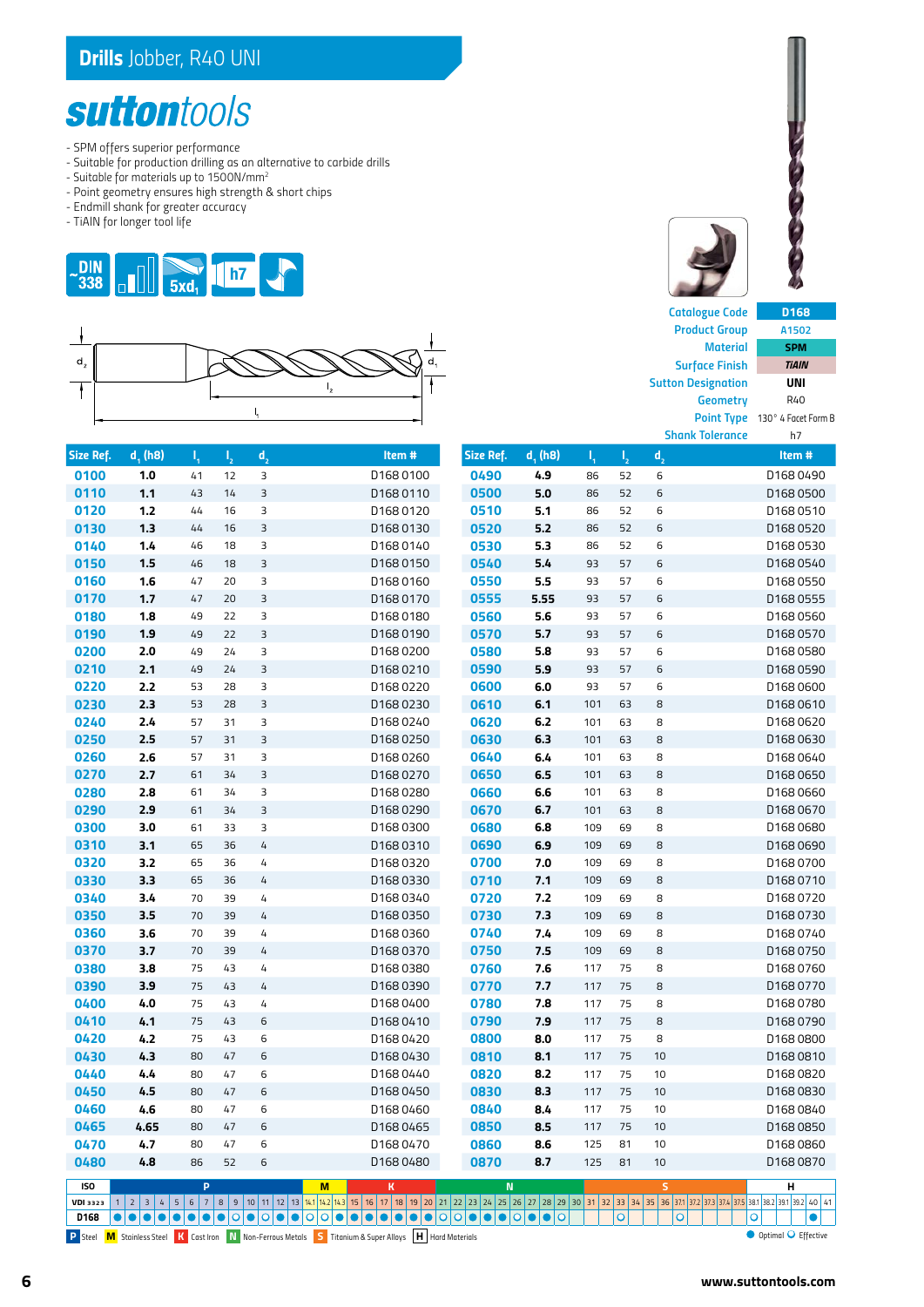# Drills Jobber, R40 UNI

## suttontools

- SPM offers superior performance
- Suitable for production drilling as an alternative to carbide drills
- Suitable for materials up to 1500N/mm²
- Point geometry ensures high strength & short chips
- Endmill shank for greater accuracy
- TiAlN for longer tool life

DIN 338 | 5xd₁ | h7

| | |
|---|---|
| Catalogue Code | D168 |
| Product Group | A1502 |
| Material | SPM |
| Surface Finish | TiAlN |
| Sutton Designation | UNI |
| Geometry | R40 |
| Point Type | 130° 4 Facet Form B |
| Shank Tolerance | h7 |

| Size Ref. | $d_1$ (h8) | $l_1$ | $l_2$ | $d_2$ | Item # |
|---|---|---|---|---|---|
| 0100 | 1.0 | 41 | 12 | 3 | D168 0100 |
| 0110 | 1.1 | 43 | 14 | 3 | D168 0110 |
| 0120 | 1.2 | 44 | 16 | 3 | D168 0120 |
| 0130 | 1.3 | 44 | 16 | 3 | D168 0130 |
| 0140 | 1.4 | 46 | 18 | 3 | D168 0140 |
| 0150 | 1.5 | 46 | 18 | 3 | D168 0150 |
| 0160 | 1.6 | 47 | 20 | 3 | D168 0160 |
| 0170 | 1.7 | 47 | 20 | 3 | D168 0170 |
| 0180 | 1.8 | 49 | 22 | 3 | D168 0180 |
| 0190 | 1.9 | 49 | 22 | 3 | D168 0190 |
| 0200 | 2.0 | 49 | 24 | 3 | D168 0200 |
| 0210 | 2.1 | 49 | 24 | 3 | D168 0210 |
| 0220 | 2.2 | 53 | 28 | 3 | D168 0220 |
| 0230 | 2.3 | 53 | 28 | 3 | D168 0230 |
| 0240 | 2.4 | 57 | 31 | 3 | D168 0240 |
| 0250 | 2.5 | 57 | 31 | 3 | D168 0250 |
| 0260 | 2.6 | 57 | 31 | 3 | D168 0260 |
| 0270 | 2.7 | 61 | 34 | 3 | D168 0270 |
| 0280 | 2.8 | 61 | 34 | 3 | D168 0280 |
| 0290 | 2.9 | 61 | 34 | 3 | D168 0290 |
| 0300 | 3.0 | 61 | 33 | 3 | D168 0300 |
| 0310 | 3.1 | 65 | 36 | 4 | D168 0310 |
| 0320 | 3.2 | 65 | 36 | 4 | D168 0320 |
| 0330 | 3.3 | 65 | 36 | 4 | D168 0330 |
| 0340 | 3.4 | 70 | 39 | 4 | D168 0340 |
| 0350 | 3.5 | 70 | 39 | 4 | D168 0350 |
| 0360 | 3.6 | 70 | 39 | 4 | D168 0360 |
| 0370 | 3.7 | 70 | 39 | 4 | D168 0370 |
| 0380 | 3.8 | 75 | 43 | 4 | D168 0380 |
| 0390 | 3.9 | 75 | 43 | 4 | D168 0390 |
| 0400 | 4.0 | 75 | 43 | 4 | D168 0400 |
| 0410 | 4.1 | 75 | 43 | 6 | D168 0410 |
| 0420 | 4.2 | 75 | 43 | 6 | D168 0420 |
| 0430 | 4.3 | 80 | 47 | 6 | D168 0430 |
| 0440 | 4.4 | 80 | 47 | 6 | D168 0440 |
| 0450 | 4.5 | 80 | 47 | 6 | D168 0450 |
| 0460 | 4.6 | 80 | 47 | 6 | D168 0460 |
| 0465 | 4.65 | 80 | 47 | 6 | D168 0465 |
| 0470 | 4.7 | 80 | 47 | 6 | D168 0470 |
| 0480 | 4.8 | 86 | 52 | 6 | D168 0480 |
| 0490 | 4.9 | 86 | 52 | 6 | D168 0490 |
| 0500 | 5.0 | 86 | 52 | 6 | D168 0500 |
| 0510 | 5.1 | 86 | 52 | 6 | D168 0510 |
| 0520 | 5.2 | 86 | 52 | 6 | D168 0520 |
| 0530 | 5.3 | 86 | 52 | 6 | D168 0530 |
| 0540 | 5.4 | 93 | 57 | 6 | D168 0540 |
| 0550 | 5.5 | 93 | 57 | 6 | D168 0550 |
| 0555 | 5.55 | 93 | 57 | 6 | D168 0555 |
| 0560 | 5.6 | 93 | 57 | 6 | D168 0560 |
| 0570 | 5.7 | 93 | 57 | 6 | D168 0570 |
| 0580 | 5.8 | 93 | 57 | 6 | D168 0580 |
| 0590 | 5.9 | 93 | 57 | 6 | D168 0590 |
| 0600 | 6.0 | 93 | 57 | 6 | D168 0600 |
| 0610 | 6.1 | 101 | 63 | 8 | D168 0610 |
| 0620 | 6.2 | 101 | 63 | 8 | D168 0620 |
| 0630 | 6.3 | 101 | 63 | 8 | D168 0630 |
| 0640 | 6.4 | 101 | 63 | 8 | D168 0640 |
| 0650 | 6.5 | 101 | 63 | 8 | D168 0650 |
| 0660 | 6.6 | 101 | 63 | 8 | D168 0660 |
| 0670 | 6.7 | 101 | 63 | 8 | D168 0670 |
| 0680 | 6.8 | 109 | 69 | 8 | D168 0680 |
| 0690 | 6.9 | 109 | 69 | 8 | D168 0690 |
| 0700 | 7.0 | 109 | 69 | 8 | D168 0700 |
| 0710 | 7.1 | 109 | 69 | 8 | D168 0710 |
| 0720 | 7.2 | 109 | 69 | 8 | D168 0720 |
| 0730 | 7.3 | 109 | 69 | 8 | D168 0730 |
| 0740 | 7.4 | 109 | 69 | 8 | D168 0740 |
| 0750 | 7.5 | 109 | 69 | 8 | D168 0750 |
| 0760 | 7.6 | 117 | 75 | 8 | D168 0760 |
| 0770 | 7.7 | 117 | 75 | 8 | D168 0770 |
| 0780 | 7.8 | 117 | 75 | 8 | D168 0780 |
| 0790 | 7.9 | 117 | 75 | 8 | D168 0790 |
| 0800 | 8.0 | 117 | 75 | 8 | D168 0800 |
| 0810 | 8.1 | 117 | 75 | 10 | D168 0810 |
| 0820 | 8.2 | 117 | 75 | 10 | D168 0820 |
| 0830 | 8.3 | 117 | 75 | 10 | D168 0830 |
| 0840 | 8.4 | 117 | 75 | 10 | D168 0840 |
| 0850 | 8.5 | 117 | 75 | 10 | D168 0850 |
| 0860 | 8.6 | 125 | 81 | 10 | D168 0860 |
| 0870 | 8.7 | 125 | 81 | 10 | D168 0870 |

| ISO | P | M | K | N | S | H |
|---|---|---|---|---|---|---|
| VDI 3323 | 1–13 | 14.1–14.3 | 15–20 | 21–30 | 31–37.5 | 38.1–41 |
| D168 | ● (1–10), ○ (11), ● (12–13) | ○ | ● | ● (21–22), ○ (23–24), ● (25–27), ○ (28), ● (29), ○ (30) | ○ (33), ○ (36) | ○ (38.1), ● (40) |

P Steel | M Stainless Steel | K Cast Iron | N Non-Ferrous Metals | S Titanium & Super Alloys | H Hard Materials

● Optimal ○ Effective

www.suttontools.com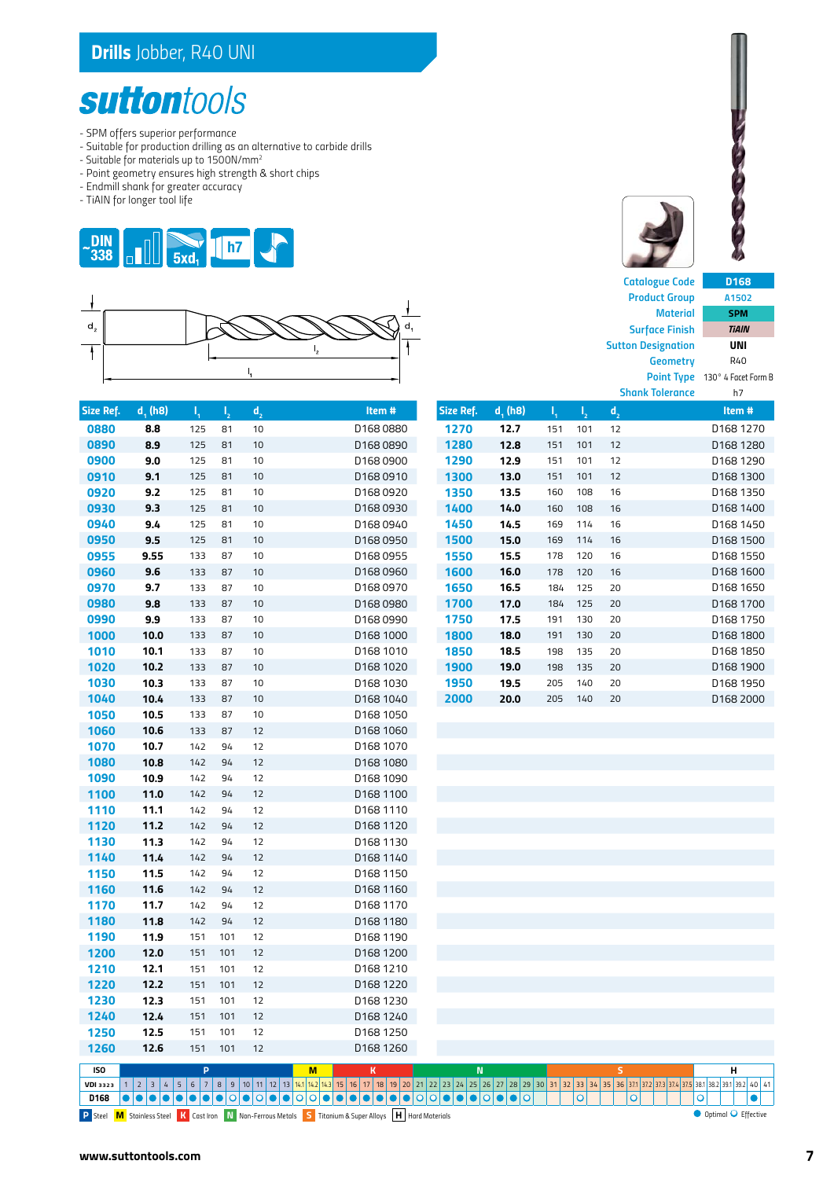# Drills Jobber, R40 UNI

**suttontools**

- SPM offers superior performance
- Suitable for production drilling as an alternative to carbide drills
- Suitable for materials up to 1500N/mm²
- Point geometry ensures high strength & short chips
- Endmill shank for greater accuracy
- TiAlN for longer tool life

DIN 338 | 5xd₁ | h7

| | |
|---|---|
| Catalogue Code | D168 |
| Product Group | A1502 |
| Material | SPM |
| Surface Finish | TiAlN |
| Sutton Designation | UNI |
| Geometry | R40 |
| Point Type | 130° 4 Facet Form B |
| Shank Tolerance | h7 |

| Size Ref. | $d_1$ (h8) | $l_1$ | $l_2$ | $d_2$ | Item # |
|---|---|---|---|---|---|
| 0880 | 8.8 | 125 | 81 | 10 | D168 0880 |
| 0890 | 8.9 | 125 | 81 | 10 | D168 0890 |
| 0900 | 9.0 | 125 | 81 | 10 | D168 0900 |
| 0910 | 9.1 | 125 | 81 | 10 | D168 0910 |
| 0920 | 9.2 | 125 | 81 | 10 | D168 0920 |
| 0930 | 9.3 | 125 | 81 | 10 | D168 0930 |
| 0940 | 9.4 | 125 | 81 | 10 | D168 0940 |
| 0950 | 9.5 | 125 | 81 | 10 | D168 0950 |
| 0955 | 9.55 | 133 | 87 | 10 | D168 0955 |
| 0960 | 9.6 | 133 | 87 | 10 | D168 0960 |
| 0970 | 9.7 | 133 | 87 | 10 | D168 0970 |
| 0980 | 9.8 | 133 | 87 | 10 | D168 0980 |
| 0990 | 9.9 | 133 | 87 | 10 | D168 0990 |
| 1000 | 10.0 | 133 | 87 | 10 | D168 1000 |
| 1010 | 10.1 | 133 | 87 | 10 | D168 1010 |
| 1020 | 10.2 | 133 | 87 | 10 | D168 1020 |
| 1030 | 10.3 | 133 | 87 | 10 | D168 1030 |
| 1040 | 10.4 | 133 | 87 | 10 | D168 1040 |
| 1050 | 10.5 | 133 | 87 | 10 | D168 1050 |
| 1060 | 10.6 | 133 | 87 | 12 | D168 1060 |
| 1070 | 10.7 | 142 | 94 | 12 | D168 1070 |
| 1080 | 10.8 | 142 | 94 | 12 | D168 1080 |
| 1090 | 10.9 | 142 | 94 | 12 | D168 1090 |
| 1100 | 11.0 | 142 | 94 | 12 | D168 1100 |
| 1110 | 11.1 | 142 | 94 | 12 | D168 1110 |
| 1120 | 11.2 | 142 | 94 | 12 | D168 1120 |
| 1130 | 11.3 | 142 | 94 | 12 | D168 1130 |
| 1140 | 11.4 | 142 | 94 | 12 | D168 1140 |
| 1150 | 11.5 | 142 | 94 | 12 | D168 1150 |
| 1160 | 11.6 | 142 | 94 | 12 | D168 1160 |
| 1170 | 11.7 | 142 | 94 | 12 | D168 1170 |
| 1180 | 11.8 | 142 | 94 | 12 | D168 1180 |
| 1190 | 11.9 | 151 | 101 | 12 | D168 1190 |
| 1200 | 12.0 | 151 | 101 | 12 | D168 1200 |
| 1210 | 12.1 | 151 | 101 | 12 | D168 1210 |
| 1220 | 12.2 | 151 | 101 | 12 | D168 1220 |
| 1230 | 12.3 | 151 | 101 | 12 | D168 1230 |
| 1240 | 12.4 | 151 | 101 | 12 | D168 1240 |
| 1250 | 12.5 | 151 | 101 | 12 | D168 1250 |
| 1260 | 12.6 | 151 | 101 | 12 | D168 1260 |
| 1270 | 12.7 | 151 | 101 | 12 | D168 1270 |
| 1280 | 12.8 | 151 | 101 | 12 | D168 1280 |
| 1290 | 12.9 | 151 | 101 | 12 | D168 1290 |
| 1300 | 13.0 | 151 | 101 | 12 | D168 1300 |
| 1350 | 13.5 | 160 | 108 | 16 | D168 1350 |
| 1400 | 14.0 | 160 | 108 | 16 | D168 1400 |
| 1450 | 14.5 | 169 | 114 | 16 | D168 1450 |
| 1500 | 15.0 | 169 | 114 | 16 | D168 1500 |
| 1550 | 15.5 | 178 | 120 | 16 | D168 1550 |
| 1600 | 16.0 | 178 | 120 | 16 | D168 1600 |
| 1650 | 16.5 | 184 | 125 | 20 | D168 1650 |
| 1700 | 17.0 | 184 | 125 | 20 | D168 1700 |
| 1750 | 17.5 | 191 | 130 | 20 | D168 1750 |
| 1800 | 18.0 | 191 | 130 | 20 | D168 1800 |
| 1850 | 18.5 | 198 | 135 | 20 | D168 1850 |
| 1900 | 19.0 | 198 | 135 | 20 | D168 1900 |
| 1950 | 19.5 | 205 | 140 | 20 | D168 1950 |
| 2000 | 20.0 | 205 | 140 | 20 | D168 2000 |

| ISO | P | | | | | | | | | | | | | M | | | K | | | | | | N | | | | | | | | | S | | | | | | | | | | H | | | | |
|---|---|---|---|---|---|---|---|---|---|---|---|---|---|---|---|---|---|---|---|---|---|---|---|---|---|---|---|---|---|---|---|---|---|---|---|---|---|---|---|---|---|---|---|---|---|
| VDI 3323 | 1 | 2 | 3 | 4 | 5 | 6 | 7 | 8 | 9 | 10 | 11 | 12 | 13 | 14.1 | 14.2 | 14.3 | 15 | 16 | 17 | 18 | 19 | 20 | 21 | 22 | 23 | 24 | 25 | 26 | 27 | 28 | 29 | 30 | 31 | 32 | 33 | 34 | 35 | 36 | 37.1 | 37.2 | 37.3 | 37.4 | 37.5 | 38.1 | 38.2 | 39.1 | 39.2 | 40 | 41 |
| D168 | ● | ● | ● | ● | ● | ● | ● | ● | ○ | ● | ○ | ● | ● | ○ | ○ | ● | ● | ● | ● | ● | ● | ● | ○ | ○ | ● | ● | ● | ○ | ● | ● | ○ | | | | ○ | | | ○ | | | | | | ○ | | | ● | | |

P Steel | M Stainless Steel | K Cast Iron | N Non-Ferrous Metals | S Titanium & Super Alloys | H Hard Materials

● Optimal ○ Effective

www.suttontools.com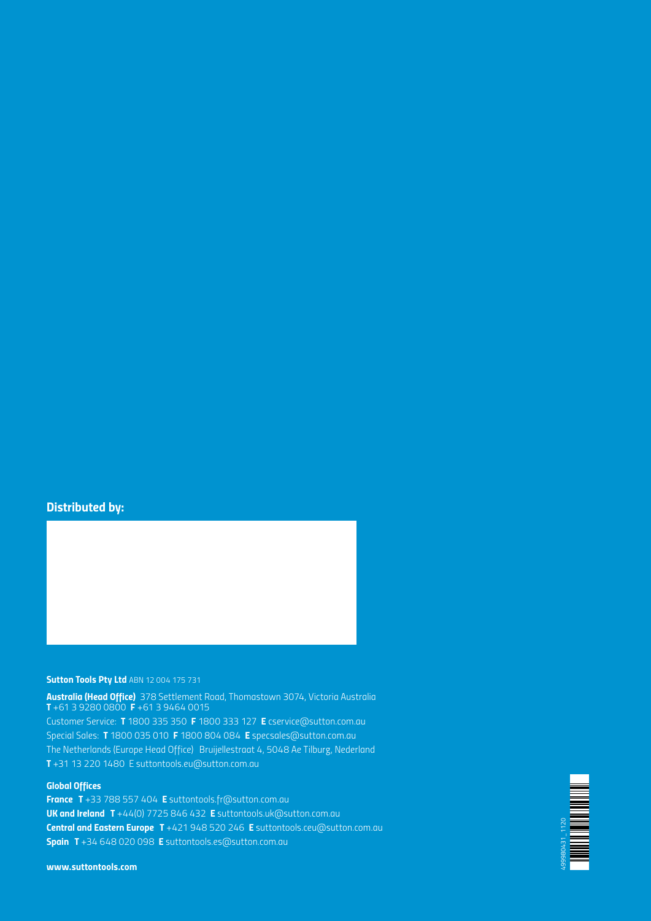**Distributed by:**

**Sutton Tools Pty Ltd** ABN 12 004 175 731

**Australia (Head Office)** 378 Settlement Road, Thomastown 3074, Victoria Australia
**T** +61 3 9280 0800 **F** +61 3 9464 0015

Customer Service: **T** 1800 335 350 **F** 1800 333 127 **E** cservice@sutton.com.au

Special Sales: **T** 1800 035 010 **F** 1800 804 084 **E** specsales@sutton.com.au

The Netherlands (Europe Head Office) Bruijellestraat 4, 5048 Ae Tilburg, Nederland
**T** +31 13 220 1480 E suttontools.eu@sutton.com.au

**Global Offices**

**France** **T** +33 788 557 404 **E** suttontools.fr@sutton.com.au

**UK and Ireland** **T** +44(0) 7725 846 432 **E** suttontools.uk@sutton.com.au

**Central and Eastern Europe** **T** +421 948 520 246 **E** suttontools.ceu@sutton.com.au

**Spain** **T** +34 648 020 098 **E** suttontools.es@sutton.com.au

**www.suttontools.com**

49980431_1120